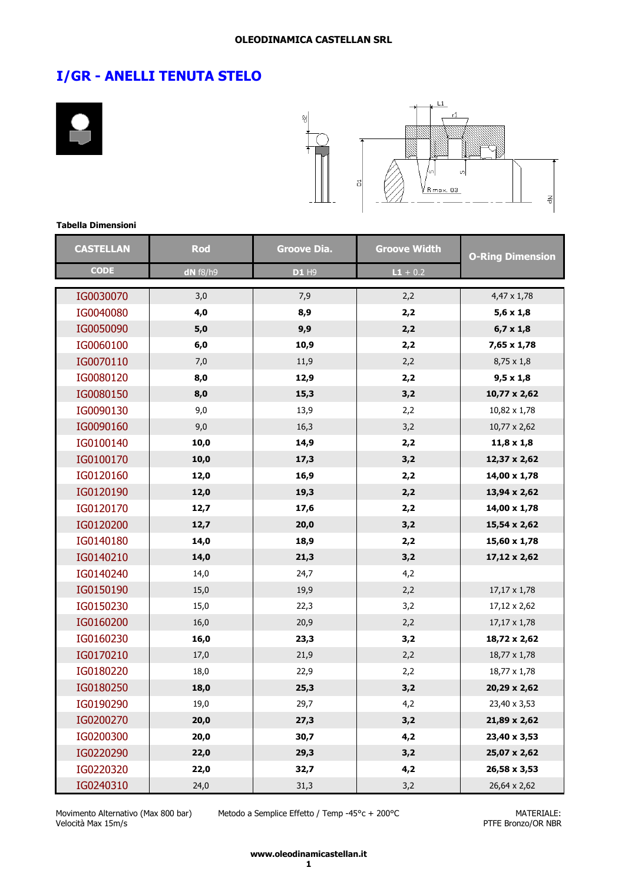**OLEODINAMICA CASTELLAN SRL**

# I/GR - ANELLI TENUTA STELO

**Tabella Dimensioni**

| CASTELLAN CODE | Rod dN f8/h9 | Groove Dia. D1 H9 | Groove Width L1 + 0.2 | O-Ring Dimension |
|---|---|---|---|---|
| IG0030070 | 3,0 | 7,9 | 2,2 | 4,47 x 1,78 |
| IG0040080 | **4,0** | **8,9** | **2,2** | **5,6 x 1,8** |
| IG0050090 | **5,0** | **9,9** | **2,2** | **6,7 x 1,8** |
| IG0060100 | **6,0** | **10,9** | **2,2** | **7,65 x 1,78** |
| IG0070110 | 7,0 | 11,9 | 2,2 | 8,75 x 1,8 |
| IG0080120 | **8,0** | **12,9** | **2,2** | **9,5 x 1,8** |
| IG0080150 | **8,0** | **15,3** | **3,2** | **10,77 x 2,62** |
| IG0090130 | 9,0 | 13,9 | 2,2 | 10,82 x 1,78 |
| IG0090160 | 9,0 | 16,3 | 3,2 | 10,77 x 2,62 |
| IG0100140 | **10,0** | **14,9** | **2,2** | **11,8 x 1,8** |
| IG0100170 | **10,0** | **17,3** | **3,2** | **12,37 x 2,62** |
| IG0120160 | **12,0** | **16,9** | **2,2** | **14,00 x 1,78** |
| IG0120190 | **12,0** | **19,3** | **2,2** | **13,94 x 2,62** |
| IG0120170 | **12,7** | **17,6** | **2,2** | **14,00 x 1,78** |
| IG0120200 | **12,7** | **20,0** | **3,2** | **15,54 x 2,62** |
| IG0140180 | **14,0** | **18,9** | **2,2** | **15,60 x 1,78** |
| IG0140210 | **14,0** | **21,3** | **3,2** | **17,12 x 2,62** |
| IG0140240 | 14,0 | 24,7 | 4,2 | |
| IG0150190 | 15,0 | 19,9 | 2,2 | 17,17 x 1,78 |
| IG0150230 | 15,0 | 22,3 | 3,2 | 17,12 x 2,62 |
| IG0160200 | 16,0 | 20,9 | 2,2 | 17,17 x 1,78 |
| IG0160230 | **16,0** | **23,3** | **3,2** | **18,72 x 2,62** |
| IG0170210 | 17,0 | 21,9 | 2,2 | 18,77 x 1,78 |
| IG0180220 | 18,0 | 22,9 | 2,2 | 18,77 x 1,78 |
| IG0180250 | **18,0** | **25,3** | **3,2** | **20,29 x 2,62** |
| IG0190290 | 19,0 | 29,7 | 4,2 | 23,40 x 3,53 |
| IG0200270 | **20,0** | **27,3** | **3,2** | **21,89 x 2,62** |
| IG0200300 | **20,0** | **30,7** | **4,2** | **23,40 x 3,53** |
| IG0220290 | **22,0** | **29,3** | **3,2** | **25,07 x 2,62** |
| IG0220320 | **22,0** | **32,7** | **4,2** | **26,58 x 3,53** |
| IG0240310 | 24,0 | 31,3 | 3,2 | 26,64 x 2,62 |

Movimento Alternativo (Max 800 bar)
Velocità Max 15m/s

Metodo a Semplice Effetto / Temp -45°c + 200°C

MATERIALE:
PTFE Bronzo/OR NBR

**www.oleodinamicacastellan.it**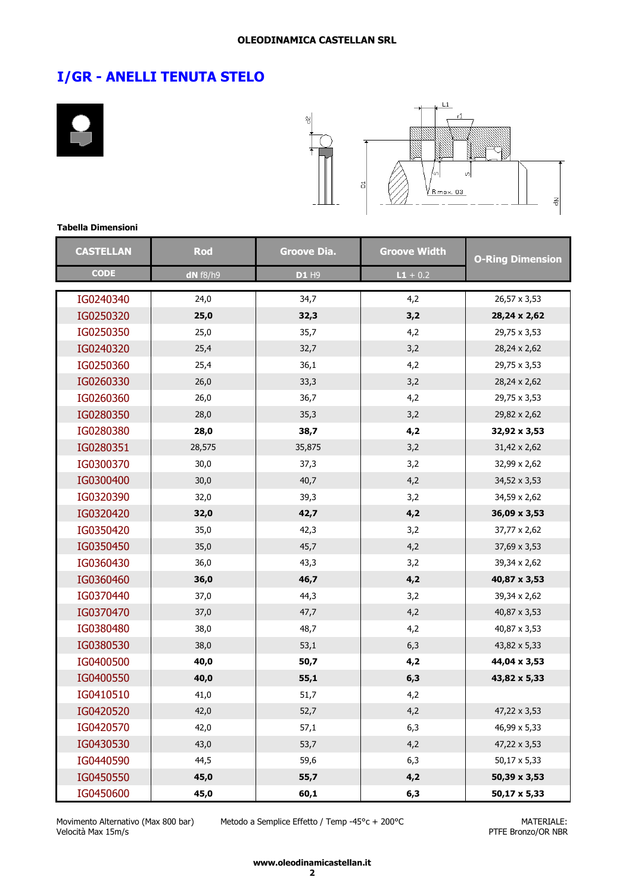## I/GR - ANELLI TENUTA STELO

**Tabella Dimensioni**

| CASTELLAN CODE | Rod dN f8/h9 | Groove Dia. D1 H9 | Groove Width L1 + 0.2 | O-Ring Dimension |
|---|---|---|---|---|
| IG0240340 | 24,0 | 34,7 | 4,2 | 26,57 x 3,53 |
| IG0250320 | **25,0** | **32,3** | **3,2** | **28,24 x 2,62** |
| IG0250350 | 25,0 | 35,7 | 4,2 | 29,75 x 3,53 |
| IG0240320 | 25,4 | 32,7 | 3,2 | 28,24 x 2,62 |
| IG0250360 | 25,4 | 36,1 | 4,2 | 29,75 x 3,53 |
| IG0260330 | 26,0 | 33,3 | 3,2 | 28,24 x 2,62 |
| IG0260360 | 26,0 | 36,7 | 4,2 | 29,75 x 3,53 |
| IG0280350 | 28,0 | 35,3 | 3,2 | 29,82 x 2,62 |
| IG0280380 | **28,0** | **38,7** | **4,2** | **32,92 x 3,53** |
| IG0280351 | 28,575 | 35,875 | 3,2 | 31,42 x 2,62 |
| IG0300370 | 30,0 | 37,3 | 3,2 | 32,99 x 2,62 |
| IG0300400 | 30,0 | 40,7 | 4,2 | 34,52 x 3,53 |
| IG0320390 | 32,0 | 39,3 | 3,2 | 34,59 x 2,62 |
| IG0320420 | **32,0** | **42,7** | **4,2** | **36,09 x 3,53** |
| IG0350420 | 35,0 | 42,3 | 3,2 | 37,77 x 2,62 |
| IG0350450 | 35,0 | 45,7 | 4,2 | 37,69 x 3,53 |
| IG0360430 | 36,0 | 43,3 | 3,2 | 39,34 x 2,62 |
| IG0360460 | **36,0** | **46,7** | **4,2** | **40,87 x 3,53** |
| IG0370440 | 37,0 | 44,3 | 3,2 | 39,34 x 2,62 |
| IG0370470 | 37,0 | 47,7 | 4,2 | 40,87 x 3,53 |
| IG0380480 | 38,0 | 48,7 | 4,2 | 40,87 x 3,53 |
| IG0380530 | 38,0 | 53,1 | 6,3 | 43,82 x 5,33 |
| IG0400500 | **40,0** | **50,7** | **4,2** | **44,04 x 3,53** |
| IG0400550 | **40,0** | **55,1** | **6,3** | **43,82 x 5,33** |
| IG0410510 | 41,0 | 51,7 | 4,2 | |
| IG0420520 | 42,0 | 52,7 | 4,2 | 47,22 x 3,53 |
| IG0420570 | 42,0 | 57,1 | 6,3 | 46,99 x 5,33 |
| IG0430530 | 43,0 | 53,7 | 4,2 | 47,22 x 3,53 |
| IG0440590 | 44,5 | 59,6 | 6,3 | 50,17 x 5,33 |
| IG0450550 | **45,0** | **55,7** | **4,2** | **50,39 x 3,53** |
| IG0450600 | **45,0** | **60,1** | **6,3** | **50,17 x 5,33** |

Movimento Alternativo (Max 800 bar)
Velocità Max 15m/s

Metodo a Semplice Effetto / Temp -45°c + 200°C

MATERIALE:
PTFE Bronzo/OR NBR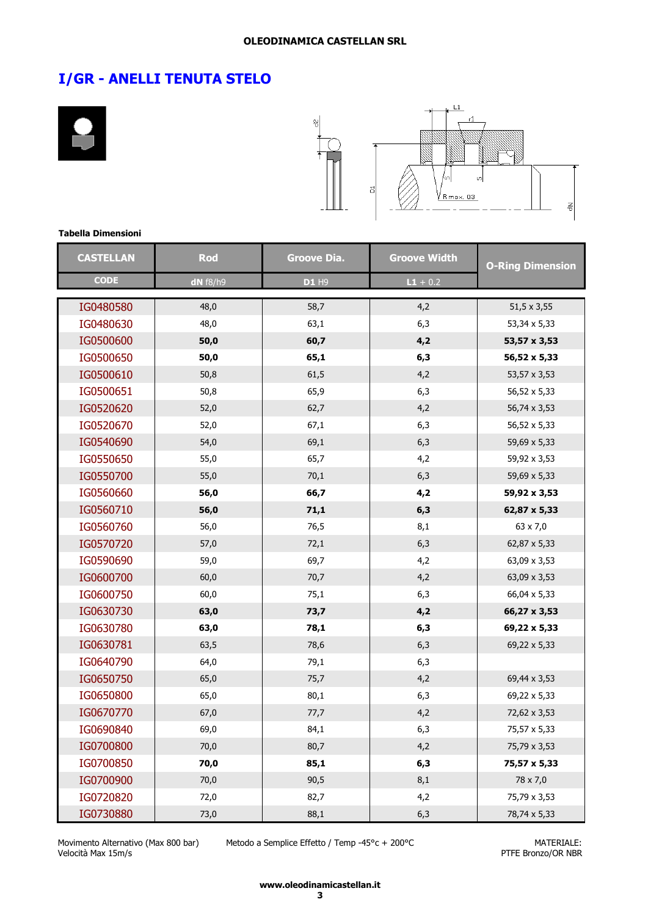## I/GR - ANELLI TENUTA STELO

**Tabella Dimensioni**

| CASTELLAN CODE | Rod dN f8/h9 | Groove Dia. D1 H9 | Groove Width L1 + 0.2 | O-Ring Dimension |
|---|---|---|---|---|
| IG0480580 | 48,0 | 58,7 | 4,2 | 51,5 x 3,55 |
| IG0480630 | 48,0 | 63,1 | 6,3 | 53,34 x 5,33 |
| IG0500600 | **50,0** | **60,7** | **4,2** | **53,57 x 3,53** |
| IG0500650 | **50,0** | **65,1** | **6,3** | **56,52 x 5,33** |
| IG0500610 | 50,8 | 61,5 | 4,2 | 53,57 x 3,53 |
| IG0500651 | 50,8 | 65,9 | 6,3 | 56,52 x 5,33 |
| IG0520620 | 52,0 | 62,7 | 4,2 | 56,74 x 3,53 |
| IG0520670 | 52,0 | 67,1 | 6,3 | 56,52 x 5,33 |
| IG0540690 | 54,0 | 69,1 | 6,3 | 59,69 x 5,33 |
| IG0550650 | 55,0 | 65,7 | 4,2 | 59,92 x 3,53 |
| IG0550700 | 55,0 | 70,1 | 6,3 | 59,69 x 5,33 |
| IG0560660 | **56,0** | **66,7** | **4,2** | **59,92 x 3,53** |
| IG0560710 | **56,0** | **71,1** | **6,3** | **62,87 x 5,33** |
| IG0560760 | 56,0 | 76,5 | 8,1 | 63 x 7,0 |
| IG0570720 | 57,0 | 72,1 | 6,3 | 62,87 x 5,33 |
| IG0590690 | 59,0 | 69,7 | 4,2 | 63,09 x 3,53 |
| IG0600700 | 60,0 | 70,7 | 4,2 | 63,09 x 3,53 |
| IG0600750 | 60,0 | 75,1 | 6,3 | 66,04 x 5,33 |
| IG0630730 | **63,0** | **73,7** | **4,2** | **66,27 x 3,53** |
| IG0630780 | **63,0** | **78,1** | **6,3** | **69,22 x 5,33** |
| IG0630781 | 63,5 | 78,6 | 6,3 | 69,22 x 5,33 |
| IG0640790 | 64,0 | 79,1 | 6,3 | |
| IG0650750 | 65,0 | 75,7 | 4,2 | 69,44 x 3,53 |
| IG0650800 | 65,0 | 80,1 | 6,3 | 69,22 x 5,33 |
| IG0670770 | 67,0 | 77,7 | 4,2 | 72,62 x 3,53 |
| IG0690840 | 69,0 | 84,1 | 6,3 | 75,57 x 5,33 |
| IG0700800 | 70,0 | 80,7 | 4,2 | 75,79 x 3,53 |
| IG0700850 | **70,0** | **85,1** | **6,3** | **75,57 x 5,33** |
| IG0700900 | 70,0 | 90,5 | 8,1 | 78 x 7,0 |
| IG0720820 | 72,0 | 82,7 | 4,2 | 75,79 x 3,53 |
| IG0730880 | 73,0 | 88,1 | 6,3 | 78,74 x 5,33 |

Movimento Alternativo (Max 800 bar)
Velocità Max 15m/s

Metodo a Semplice Effetto / Temp -45°c + 200°C

MATERIALE:
PTFE Bronzo/OR NBR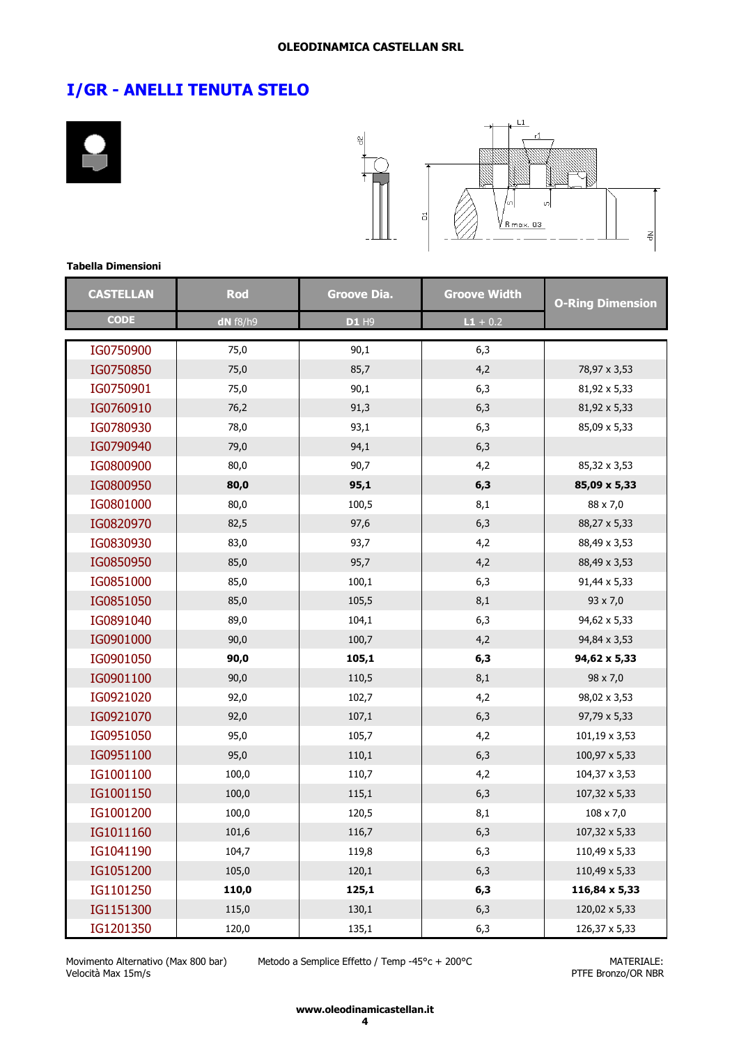## I/GR - ANELLI TENUTA STELO

**Tabella Dimensioni**

| CASTELLAN | Rod | Groove Dia. | Groove Width | O-Ring Dimension |
|---|---|---|---|---|
| CODE | dN f8/h9 | D1 H9 | L1 + 0.2 | |
| IG0750900 | 75,0 | 90,1 | 6,3 | |
| IG0750850 | 75,0 | 85,7 | 4,2 | 78,97 x 3,53 |
| IG0750901 | 75,0 | 90,1 | 6,3 | 81,92 x 5,33 |
| IG0760910 | 76,2 | 91,3 | 6,3 | 81,92 x 5,33 |
| IG0780930 | 78,0 | 93,1 | 6,3 | 85,09 x 5,33 |
| IG0790940 | 79,0 | 94,1 | 6,3 | |
| IG0800900 | 80,0 | 90,7 | 4,2 | 85,32 x 3,53 |
| IG0800950 | **80,0** | **95,1** | **6,3** | **85,09 x 5,33** |
| IG0801000 | 80,0 | 100,5 | 8,1 | 88 x 7,0 |
| IG0820970 | 82,5 | 97,6 | 6,3 | 88,27 x 5,33 |
| IG0830930 | 83,0 | 93,7 | 4,2 | 88,49 x 3,53 |
| IG0850950 | 85,0 | 95,7 | 4,2 | 88,49 x 3,53 |
| IG0851000 | 85,0 | 100,1 | 6,3 | 91,44 x 5,33 |
| IG0851050 | 85,0 | 105,5 | 8,1 | 93 x 7,0 |
| IG0891040 | 89,0 | 104,1 | 6,3 | 94,62 x 5,33 |
| IG0901000 | 90,0 | 100,7 | 4,2 | 94,84 x 3,53 |
| IG0901050 | **90,0** | **105,1** | **6,3** | **94,62 x 5,33** |
| IG0901100 | 90,0 | 110,5 | 8,1 | 98 x 7,0 |
| IG0921020 | 92,0 | 102,7 | 4,2 | 98,02 x 3,53 |
| IG0921070 | 92,0 | 107,1 | 6,3 | 97,79 x 5,33 |
| IG0951050 | 95,0 | 105,7 | 4,2 | 101,19 x 3,53 |
| IG0951100 | 95,0 | 110,1 | 6,3 | 100,97 x 5,33 |
| IG1001100 | 100,0 | 110,7 | 4,2 | 104,37 x 3,53 |
| IG1001150 | 100,0 | 115,1 | 6,3 | 107,32 x 5,33 |
| IG1001200 | 100,0 | 120,5 | 8,1 | 108 x 7,0 |
| IG1011160 | 101,6 | 116,7 | 6,3 | 107,32 x 5,33 |
| IG1041190 | 104,7 | 119,8 | 6,3 | 110,49 x 5,33 |
| IG1051200 | 105,0 | 120,1 | 6,3 | 110,49 x 5,33 |
| IG1101250 | **110,0** | **125,1** | **6,3** | **116,84 x 5,33** |
| IG1151300 | 115,0 | 130,1 | 6,3 | 120,02 x 5,33 |
| IG1201350 | 120,0 | 135,1 | 6,3 | 126,37 x 5,33 |

Movimento Alternativo (Max 800 bar)
Velocità Max 15m/s

Metodo a Semplice Effetto / Temp -45°c + 200°C

MATERIALE:
PTFE Bronzo/OR NBR

**www.oleodinamicastellan.it**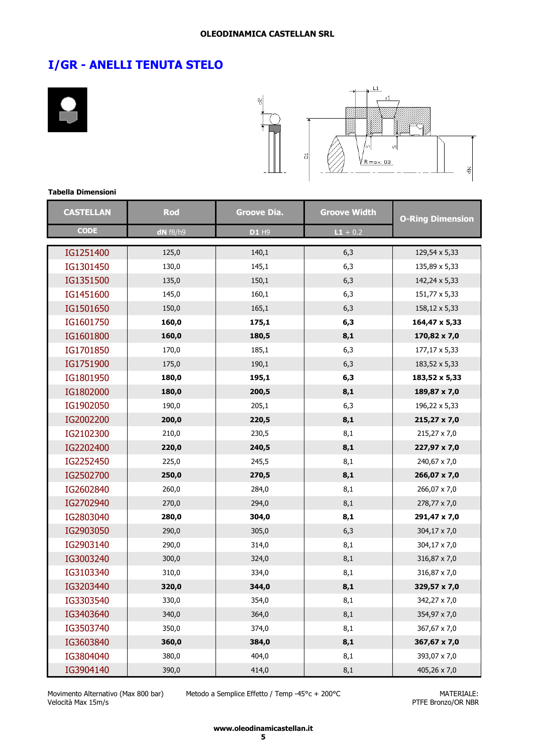# I/GR - ANELLI TENUTA STELO

**Tabella Dimensioni**

| CASTELLAN | Rod | Groove Dia. | Groove Width | O-Ring Dimension |
|---|---|---|---|---|
| CODE | dN f8/h9 | D1 H9 | L1 + 0.2 | |
| IG1251400 | 125,0 | 140,1 | 6,3 | 129,54 x 5,33 |
| IG1301450 | 130,0 | 145,1 | 6,3 | 135,89 x 5,33 |
| IG1351500 | 135,0 | 150,1 | 6,3 | 142,24 x 5,33 |
| IG1451600 | 145,0 | 160,1 | 6,3 | 151,77 x 5,33 |
| IG1501650 | 150,0 | 165,1 | 6,3 | 158,12 x 5,33 |
| IG1601750 | **160,0** | **175,1** | **6,3** | **164,47 x 5,33** |
| IG1601800 | **160,0** | **180,5** | **8,1** | **170,82 x 7,0** |
| IG1701850 | 170,0 | 185,1 | 6,3 | 177,17 x 5,33 |
| IG1751900 | 175,0 | 190,1 | 6,3 | 183,52 x 5,33 |
| IG1801950 | **180,0** | **195,1** | **6,3** | **183,52 x 5,33** |
| IG1802000 | **180,0** | **200,5** | **8,1** | **189,87 x 7,0** |
| IG1902050 | 190,0 | 205,1 | 6,3 | 196,22 x 5,33 |
| IG2002200 | **200,0** | **220,5** | **8,1** | **215,27 x 7,0** |
| IG2102300 | 210,0 | 230,5 | 8,1 | 215,27 x 7,0 |
| IG2202400 | **220,0** | **240,5** | **8,1** | **227,97 x 7,0** |
| IG2252450 | 225,0 | 245,5 | 8,1 | 240,67 x 7,0 |
| IG2502700 | **250,0** | **270,5** | **8,1** | **266,07 x 7,0** |
| IG2602840 | 260,0 | 284,0 | 8,1 | 266,07 x 7,0 |
| IG2702940 | 270,0 | 294,0 | 8,1 | 278,77 x 7,0 |
| IG2803040 | **280,0** | **304,0** | **8,1** | **291,47 x 7,0** |
| IG2903050 | 290,0 | 305,0 | 6,3 | 304,17 x 7,0 |
| IG2903140 | 290,0 | 314,0 | 8,1 | 304,17 x 7,0 |
| IG3003240 | 300,0 | 324,0 | 8,1 | 316,87 x 7,0 |
| IG3103340 | 310,0 | 334,0 | 8,1 | 316,87 x 7,0 |
| IG3203440 | **320,0** | **344,0** | **8,1** | **329,57 x 7,0** |
| IG3303540 | 330,0 | 354,0 | 8,1 | 342,27 x 7,0 |
| IG3403640 | 340,0 | 364,0 | 8,1 | 354,97 x 7,0 |
| IG3503740 | 350,0 | 374,0 | 8,1 | 367,67 x 7,0 |
| IG3603840 | **360,0** | **384,0** | **8,1** | **367,67 x 7,0** |
| IG3804040 | 380,0 | 404,0 | 8,1 | 393,07 x 7,0 |
| IG3904140 | 390,0 | 414,0 | 8,1 | 405,26 x 7,0 |

Movimento Alternativo (Max 800 bar)
Velocità Max 15m/s

Metodo a Semplice Effetto / Temp -45°c + 200°C

MATERIALE:
PTFE Bronzo/OR NBR

www.oleodinamicastellan.it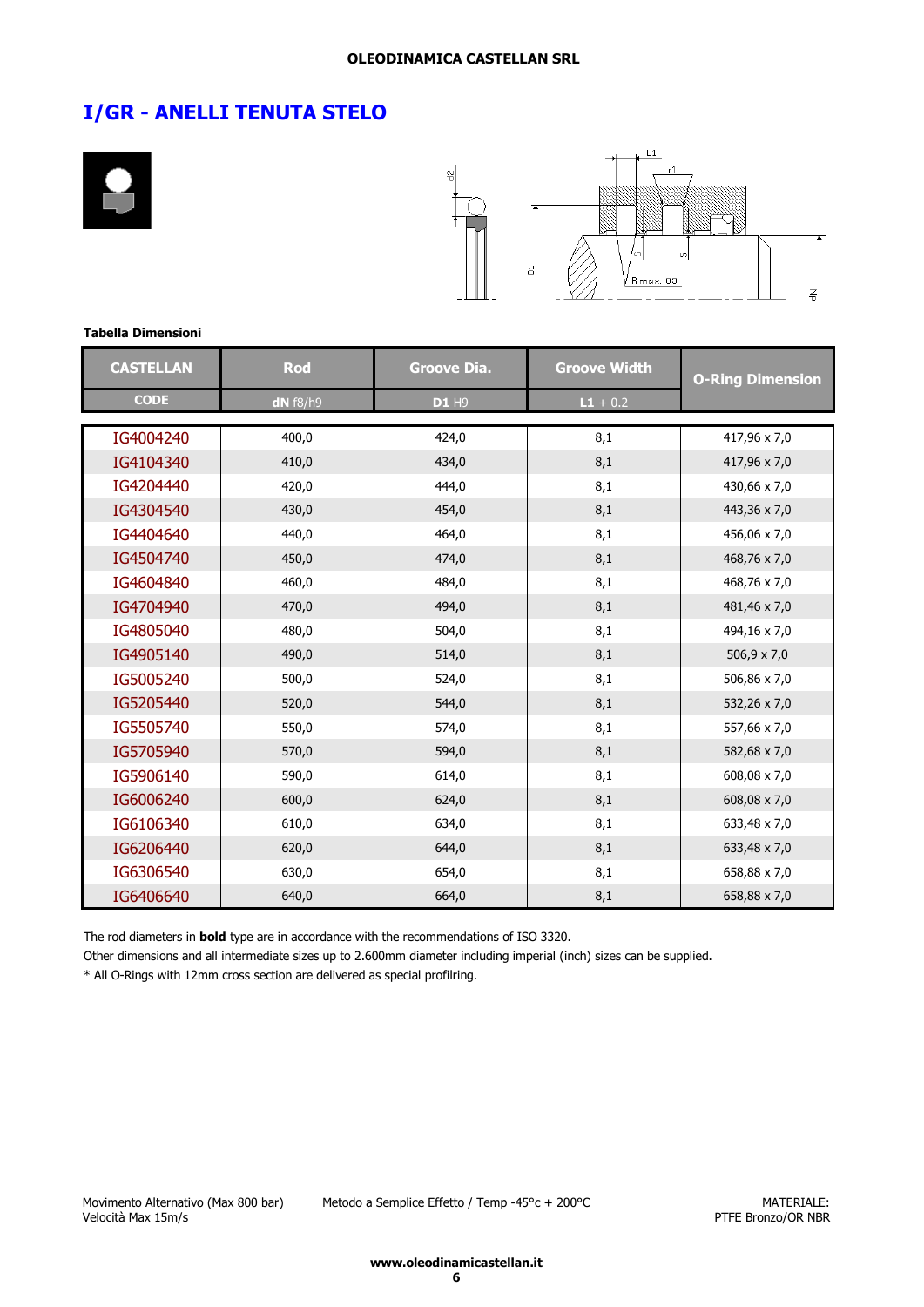**OLEODINAMICA CASTELLAN SRL**

# I/GR - ANELLI TENUTA STELO

d2

L1

r1

D1

R max. 03

dN

**Tabella Dimensioni**

| CASTELLAN CODE | Rod dN f8/h9 | Groove Dia. D1 H9 | Groove Width L1 + 0.2 | O-Ring Dimension |
|---|---|---|---|---|
| IG4004240 | 400,0 | 424,0 | 8,1 | 417,96 x 7,0 |
| IG4104340 | 410,0 | 434,0 | 8,1 | 417,96 x 7,0 |
| IG4204440 | 420,0 | 444,0 | 8,1 | 430,66 x 7,0 |
| IG4304540 | 430,0 | 454,0 | 8,1 | 443,36 x 7,0 |
| IG4404640 | 440,0 | 464,0 | 8,1 | 456,06 x 7,0 |
| IG4504740 | 450,0 | 474,0 | 8,1 | 468,76 x 7,0 |
| IG4604840 | 460,0 | 484,0 | 8,1 | 468,76 x 7,0 |
| IG4704940 | 470,0 | 494,0 | 8,1 | 481,46 x 7,0 |
| IG4805040 | 480,0 | 504,0 | 8,1 | 494,16 x 7,0 |
| IG4905140 | 490,0 | 514,0 | 8,1 | 506,9 x 7,0 |
| IG5005240 | 500,0 | 524,0 | 8,1 | 506,86 x 7,0 |
| IG5205440 | 520,0 | 544,0 | 8,1 | 532,26 x 7,0 |
| IG5505740 | 550,0 | 574,0 | 8,1 | 557,66 x 7,0 |
| IG5705940 | 570,0 | 594,0 | 8,1 | 582,68 x 7,0 |
| IG5906140 | 590,0 | 614,0 | 8,1 | 608,08 x 7,0 |
| IG6006240 | 600,0 | 624,0 | 8,1 | 608,08 x 7,0 |
| IG6106340 | 610,0 | 634,0 | 8,1 | 633,48 x 7,0 |
| IG6206440 | 620,0 | 644,0 | 8,1 | 633,48 x 7,0 |
| IG6306540 | 630,0 | 654,0 | 8,1 | 658,88 x 7,0 |
| IG6406640 | 640,0 | 664,0 | 8,1 | 658,88 x 7,0 |

The rod diameters in **bold** type are in accordance with the recommendations of ISO 3320.

Other dimensions and all intermediate sizes up to 2.600mm diameter including imperial (inch) sizes can be supplied.

* All O-Rings with 12mm cross section are delivered as special profilring.

Movimento Alternativo (Max 800 bar)
Velocità Max 15m/s

Metodo a Semplice Effetto / Temp -45°c + 200°C

MATERIALE:
PTFE Bronzo/OR NBR

**www.oleodinamicastellan.it**